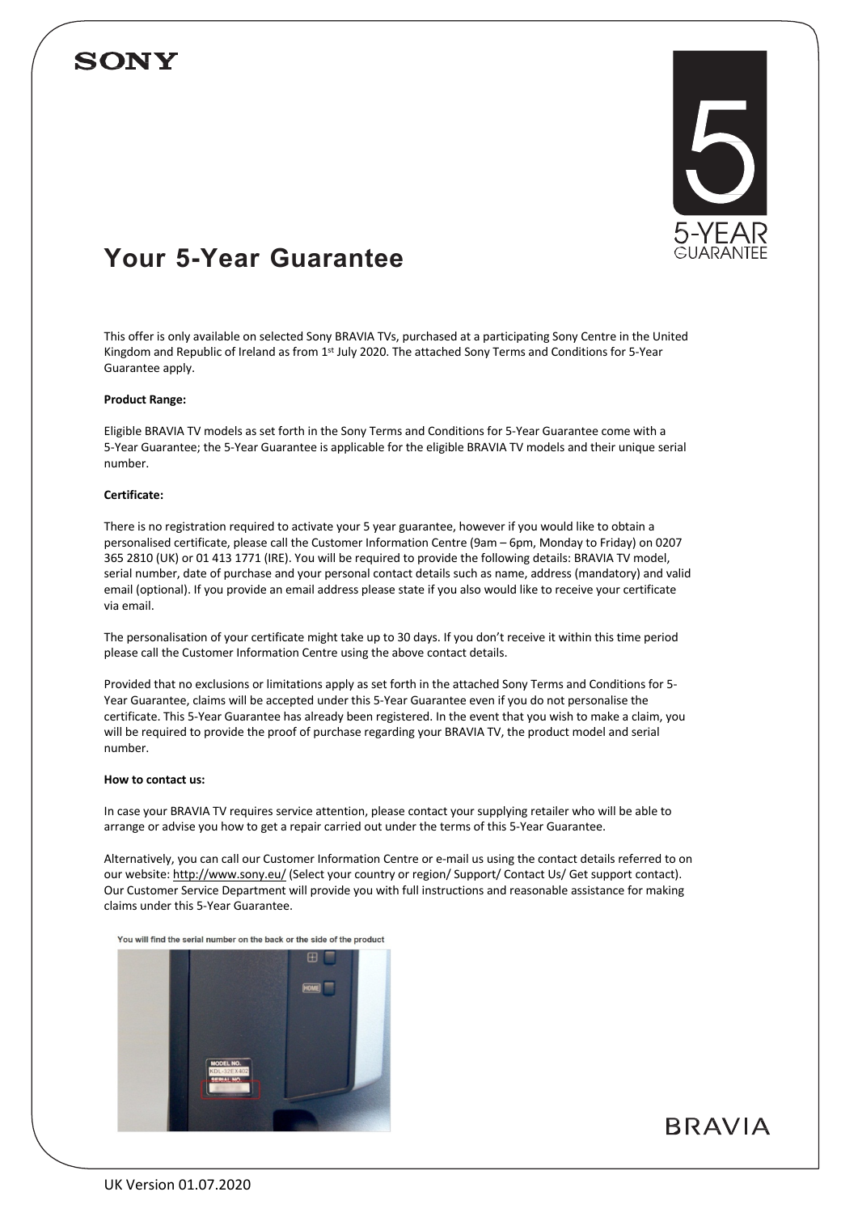SONY

# Your 5-Year Guarantee

This offer is only available on selected Sony BRAVIA TVs, purchased at a participating Sony Centre in the United Kingdom and Republic of Ireland as from 1st July 2020. The attached Sony Terms and Conditions for 5-Year Guarantee apply.

**Product Range:**

Eligible BRAVIA TV models as set forth in the Sony Terms and Conditions for 5-Year Guarantee come with a 5-Year Guarantee; the 5-Year Guarantee is applicable for the eligible BRAVIA TV models and their unique serial number.

**Certificate:**

There is no registration required to activate your 5 year guarantee, however if you would like to obtain a personalised certificate, please call the Customer Information Centre (9am – 6pm, Monday to Friday) on 0207 365 2810 (UK) or 01 413 1771 (IRE). You will be required to provide the following details: BRAVIA TV model, serial number, date of purchase and your personal contact details such as name, address (mandatory) and valid email (optional). If you provide an email address please state if you also would like to receive your certificate via email.

The personalisation of your certificate might take up to 30 days. If you don't receive it within this time period please call the Customer Information Centre using the above contact details.

Provided that no exclusions or limitations apply as set forth in the attached Sony Terms and Conditions for 5-Year Guarantee, claims will be accepted under this 5-Year Guarantee even if you do not personalise the certificate. This 5-Year Guarantee has already been registered. In the event that you wish to make a claim, you will be required to provide the proof of purchase regarding your BRAVIA TV, the product model and serial number.

**How to contact us:**

In case your BRAVIA TV requires service attention, please contact your supplying retailer who will be able to arrange or advise you how to get a repair carried out under the terms of this 5-Year Guarantee.

Alternatively, you can call our Customer Information Centre or e-mail us using the contact details referred to on our website: http://www.sony.eu/ (Select your country or region/ Support/ Contact Us/ Get support contact). Our Customer Service Department will provide you with full instructions and reasonable assistance for making claims under this 5-Year Guarantee.

You will find the serial number on the back or the side of the product

BRAVIA

UK Version 01.07.2020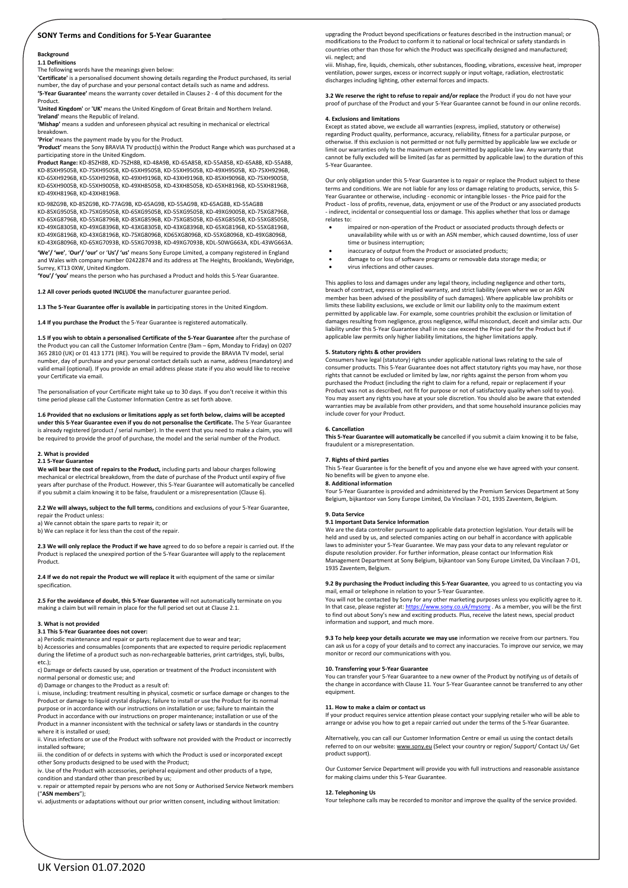## SONY Terms and Conditions for 5-Year Guarantee

### Background

#### 1.1 Definitions

The following words have the meanings given below:

**'Certificate'** is a personalised document showing details regarding the Product purchased, its serial number, the day of purchase and your personal contact details such as name and address.

**'5-Year Guarantee'** means the warranty cover detailed in Clauses 2 - 4 of this document for the Product.

**'United Kingdom'** or **'UK'** means the United Kingdom of Great Britain and Northern Ireland.

**'Ireland'** means the Republic of Ireland.

**'Mishap'** means a sudden and unforeseen physical act resulting in mechanical or electrical breakdown.

**'Price'** means the payment made by you for the Product.

**'Product'** means the Sony BRAVIA TV product(s) within the Product Range which was purchased at a participating store in the United Kingdom.

**Product Range:** KD-85ZH8B, KD-75ZH8B, KD-48A9B, KD-65A85B, KD-55A85B, KD-65A8B, KD-55A8B, KD-85XH9505B, KD-75XH9505B, KD-65XH9505B, KD-55XH9505B, KD-49XH9505B, KD-75XH9296B, KD-65XH9296B, KD-55XH9296B, KD-49XH9196B, KD-43XH9196B, KD-85XH9096B, KD-75XH9005B, KD-65XH9005B, KD-55XH9005B, KD-49XH8505B, KD-43XH8505B, KD-65XH8196B, KD-55XH8196B, KD-49XH8196B, KD-43XH8196B.

KD-98ZG9B, KD-85ZG9B, KD-77AG9B, KD-65AG9B, KD-55AG9B, KD-65AG8B, KD-55AG8B KD-85XG9505B, KD-75XG9505B, KD-65XG9505B, KD-55XG9505B, KD-49XG9005B, KD-75XG8796B, KD-65XG8796B, KD-55XG8796B, KD-85XG8596B, KD-75XG8505B, KD-65XG8505B, KD-55XG8505B, KD-49XG8305B, KD-49XG8396B, KD-43XG8305B, KD-43XG8396B, KD-65XG8196B, KD-55XG8196B, KD-49XG8196B, KD-43XG8196B, KD-75XG8096B, KD65XG8096B, KD-55XG8096B, KD-49XG8096B, KD-43XG8096B, KD-65XG7093B, KD-55XG7093B, KD-49XG7093B, KDL-50WG663A, KDL-43WG663A.

**'We'/ 'we'**, **'Our'/ 'our'** or **'Us'/ 'us'** means Sony Europe Limited, a company registered in England and Wales with company number 02422874 and its address at The Heights, Brooklands, Weybridge, Surrey, KT13 0XW, United Kingdom.

**'You'/ 'you'** means the person who has purchased a Product and holds this 5-Year Guarantee.

**1.2 All cover periods quoted INCLUDE the** manufacturer guarantee period.

**1.3 The 5-Year Guarantee offer is available in** participating stores in the United Kingdom.

**1.4 If you purchase the Product** the 5-Year Guarantee is registered automatically.

**1.5 If you wish to obtain a personalised Certificate of the 5-Year Guarantee** after the purchase of the Product you can call the Customer Information Centre (9am – 6pm, Monday to Friday) on 0207 365 2810 (UK) or 01 413 1771 (IRE). You will be required to provide the BRAVIA TV model, serial number, day of purchase and your personal contact details such as name, address (mandatory) and valid email (optional). If you provide an email address please state if you also would like to receive your Certificate via email.

The personalisation of your Certificate might take up to 30 days. If you don't receive it within this time period please call the Customer Information Centre as set forth above.

**1.6 Provided that no exclusions or limitations apply as set forth below, claims will be accepted under this 5-Year Guarantee even if you do not personalise the Certificate.** The 5-Year Guarantee is already registered (product / serial number). In the event that you need to make a claim, you will be required to provide the proof of purchase, the model and the serial number of the Product.

### 2. What is provided

#### 2.1 5-Year Guarantee

**We will bear the cost of repairs to the Product,** including parts and labour charges following mechanical or electrical breakdown, from the date of purchase of the Product until expiry of five years after purchase of the Product. However, this 5-Year Guarantee will automatically be cancelled if you submit a claim knowing it to be false, fraudulent or a misrepresentation (Clause 6).

**2.2 We will always, subject to the full terms,** conditions and exclusions of your 5-Year Guarantee, repair the Product unless:

a) We cannot obtain the spare parts to repair it; or

b) We can replace it for less than the cost of the repair.

**2.3 We will only replace the Product if we have** agreed to do so before a repair is carried out. If the Product is replaced the unexpired portion of the 5-Year Guarantee will apply to the replacement Product.

**2.4 If we do not repair the Product we will replace it** with equipment of the same or similar specification.

**2.5 For the avoidance of doubt, this 5-Year Guarantee** will not automatically terminate on you making a claim but will remain in place for the full period set out at Clause 2.1.

### 3. What is not provided

#### 3.1 This 5-Year Guarantee does not cover:

a) Periodic maintenance and repair or parts replacement due to wear and tear;

b) Accessories and consumables (components that are expected to require periodic replacement during the lifetime of a product such as non-rechargeable batteries, print cartridges, styli, bulbs, etc.);

c) Damage or defects caused by use, operation or treatment of the Product inconsistent with normal personal or domestic use; and

d) Damage or changes to the Product as a result of:

i. misuse, including: treatment resulting in physical, cosmetic or surface damage or changes to the Product or damage to liquid crystal displays; failure to install or use the Product for its normal purpose or in accordance with our instructions on installation or use; failure to maintain the Product in accordance with our instructions on proper maintenance; installation or use of the Product in a manner inconsistent with the technical or safety laws or standards in the country where it is installed or used;

ii. Virus infections or use of the Product with software not provided with the Product or incorrectly installed software;

iii. the condition of or defects in systems with which the Product is used or incorporated except other Sony products designed to be used with the Product;

iv. Use of the Product with accessories, peripheral equipment and other products of a type, condition and standard other than prescribed by us;

v. repair or attempted repair by persons who are not Sony or Authorised Service Network members ("**ASN members**");

vi. adjustments or adaptations without our prior written consent, including without limitation: upgrading the Product beyond specifications or features described in the instruction manual; or modifications to the Product to conform it to national or local technical or safety standards in countries other than those for which the Product was specifically designed and manufactured;

vii. neglect; and

viii. Mishap, fire, liquids, chemicals, other substances, flooding, vibrations, excessive heat, improper ventilation, power surges, excess or incorrect supply or input voltage, radiation, electrostatic discharges including lighting, other external forces and impacts.

**3.2 We reserve the right to refuse to repair and/or replace** the Product if you do not have your proof of purchase of the Product and your 5-Year Guarantee cannot be found in our online records.

### 4. Exclusions and limitations

Except as stated above, we exclude all warranties (express, implied, statutory or otherwise) regarding Product quality, performance, accuracy, reliability, fitness for a particular purpose, or otherwise. If this exclusion is not permitted or not fully permitted by applicable law we exclude or limit our warranties only to the maximum extent permitted by applicable law. Any warranty that cannot be fully excluded will be limited (as far as permitted by applicable law) to the duration of this 5-Year Guarantee.

Our only obligation under this 5-Year Guarantee is to repair or replace the Product subject to these terms and conditions. We are not liable for any loss or damage relating to products, service, this 5-Year Guarantee or otherwise, including - economic or intangible losses - the Price paid for the Product - loss of profits, revenue, data, enjoyment or use of the Product or any associated products - indirect, incidental or consequential loss or damage. This applies whether that loss or damage relates to:

- impaired or non-operation of the Product or associated products through defects or unavailability while with us or with an ASN member, which caused downtime, loss of user time or business interruption;
- inaccuracy of output from the Product or associated products;
- damage to or loss of software programs or removable data storage media; or
- virus infections and other causes.

This applies to loss and damages under any legal theory, including negligence and other torts, breach of contract, express or implied warranty, and strict liability (even where we or an ASN member has been advised of the possibility of such damages). Where applicable law prohibits or limits these liability exclusions, we exclude or limit our liability only to the maximum extent permitted by applicable law. For example, some countries prohibit the exclusion or limitation of damages resulting from negligence, gross negligence, wilful misconduct, deceit and similar acts. Our liability under this 5-Year Guarantee shall in no case exceed the Price paid for the Product but if applicable law permits only higher liability limitations, the higher limitations apply.

### 5. Statutory rights & other providers

Consumers have legal (statutory) rights under applicable national laws relating to the sale of consumer products. This 5-Year Guarantee does not affect statutory rights you may have, nor those rights that cannot be excluded or limited by law, nor rights against the person from whom you purchased the Product (including the right to claim for a refund, repair or replacement if your Product was not as described, not fit for purpose or not of satisfactory quality when sold to you). You may assert any rights you have at your sole discretion. You should also be aware that extended warranties may be available from other providers, and that some household insurance policies may include cover for your Product.

### 6. Cancellation

**This 5-Year Guarantee will automatically be** cancelled if you submit a claim knowing it to be false, fraudulent or a misrepresentation.

### 7. Rights of third parties

This 5-Year Guarantee is for the benefit of you and anyone else we have agreed with your consent. No benefits will be given to anyone else.

### 8. Additional information

Your 5-Year Guarantee is provided and administered by the Premium Services Department at Sony Belgium, bijkantoor van Sony Europe Limited, Da Vincilaan 7-D1, 1935 Zaventem, Belgium.

### 9. Data Service

#### 9.1 Important Data Service Information

We are the data controller pursuant to applicable data protection legislation. Your details will be held and used by us, and selected companies acting on our behalf in accordance with applicable laws to administer your 5-Year Guarantee. We may pass your data to any relevant regulator or dispute resolution provider. For further information, please contact our Information Risk Management Department at Sony Belgium, bijkantoor van Sony Europe Limited, Da Vincilaan 7-D1, 1935 Zaventem, Belgium.

**9.2 By purchasing the Product including this 5-Year Guarantee**, you agreed to us contacting you via mail, email or telephone in relation to your 5-Year Guarantee.

You will not be contacted by Sony for any other marketing purposes unless you explicitly agree to it. In that case, please register at: https://www.sony.co.uk/mysony . As a member, you will be the first to find out about Sony's new and exciting products. Plus, receive the latest news, special product information and support, and much more.

**9.3 To help keep your details accurate we may use** information we receive from our partners. You can ask us for a copy of your details and to correct any inaccuracies. To improve our service, we may monitor or record our communications with you.

### 10. Transferring your 5-Year Guarantee

You can transfer your 5-Year Guarantee to a new owner of the Product by notifying us of details of the change in accordance with Clause 11. Your 5-Year Guarantee cannot be transferred to any other equipment.

### 11. How to make a claim or contact us

If your product requires service attention please contact your supplying retailer who will be able to arrange or advise you how to get a repair carried out under the terms of the 5-Year Guarantee.

Alternatively, you can call our Customer Information Centre or email us using the contact details referred to on our website: www.sony.eu (Select your country or region/ Support/ Contact Us/ Get product support).

Our Customer Service Department will provide you with full instructions and reasonable assistance for making claims under this 5-Year Guarantee.

### 12. Telephoning Us

Your telephone calls may be recorded to monitor and improve the quality of the service provided.

UK Version 01.07.2020